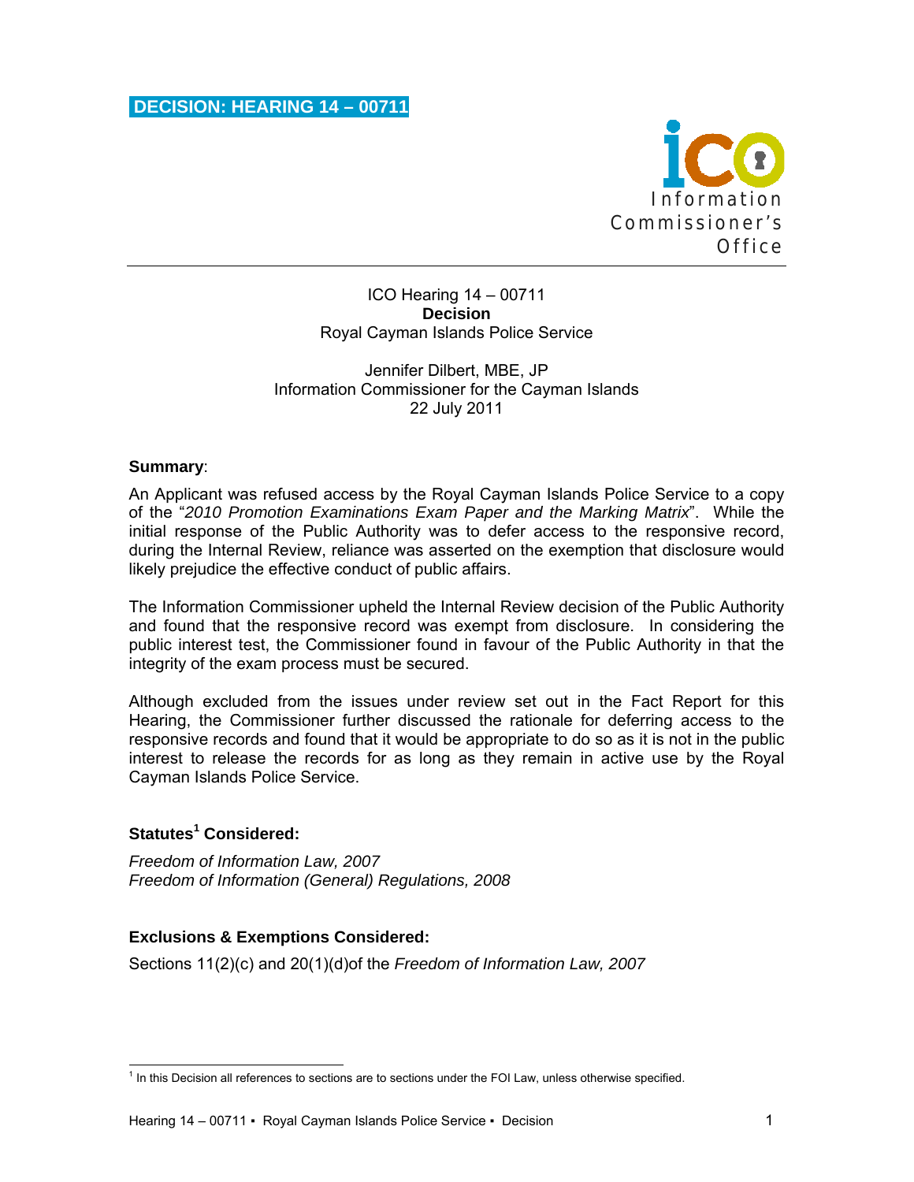# DECISION: HEARING 14 – 00711

Information Commissioner's Office

ICO Hearing 14 – 00711
**Decision**
Royal Cayman Islands Police Service

Jennifer Dilbert, MBE, JP
Information Commissioner for the Cayman Islands
22 July 2011

**Summary**:

An Applicant was refused access by the Royal Cayman Islands Police Service to a copy of the "*2010 Promotion Examinations Exam Paper and the Marking Matrix*". While the initial response of the Public Authority was to defer access to the responsive record, during the Internal Review, reliance was asserted on the exemption that disclosure would likely prejudice the effective conduct of public affairs.

The Information Commissioner upheld the Internal Review decision of the Public Authority and found that the responsive record was exempt from disclosure. In considering the public interest test, the Commissioner found in favour of the Public Authority in that the integrity of the exam process must be secured.

Although excluded from the issues under review set out in the Fact Report for this Hearing, the Commissioner further discussed the rationale for deferring access to the responsive records and found that it would be appropriate to do so as it is not in the public interest to release the records for as long as they remain in active use by the Royal Cayman Islands Police Service.

**Statutes[1] Considered:**

*Freedom of Information Law, 2007*
*Freedom of Information (General) Regulations, 2008*

**Exclusions & Exemptions Considered:**

Sections 11(2)(c) and 20(1)(d)of the *Freedom of Information Law, 2007*

[1] In this Decision all references to sections are to sections under the FOI Law, unless otherwise specified.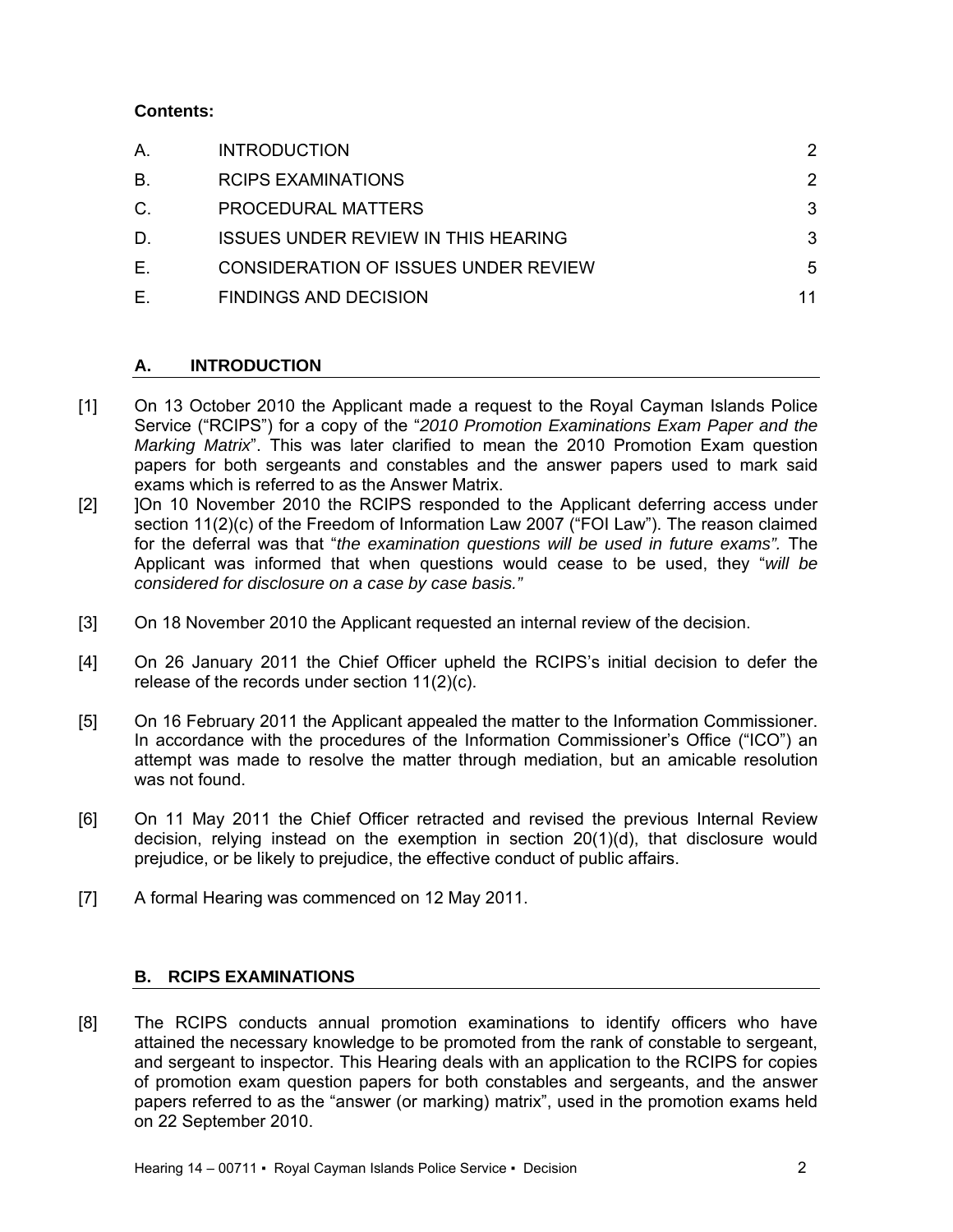**Contents:**

| | | |
|---|---|---|
| A. | INTRODUCTION | 2 |
| B. | RCIPS EXAMINATIONS | 2 |
| C. | PROCEDURAL MATTERS | 3 |
| D. | ISSUES UNDER REVIEW IN THIS HEARING | 3 |
| E. | CONSIDERATION OF ISSUES UNDER REVIEW | 5 |
| E. | FINDINGS AND DECISION | 11 |

## A. INTRODUCTION

[1] On 13 October 2010 the Applicant made a request to the Royal Cayman Islands Police Service ("RCIPS") for a copy of the "*2010 Promotion Examinations Exam Paper and the Marking Matrix*". This was later clarified to mean the 2010 Promotion Exam question papers for both sergeants and constables and the answer papers used to mark said exams which is referred to as the Answer Matrix.

[2] ]On 10 November 2010 the RCIPS responded to the Applicant deferring access under section 11(2)(c) of the Freedom of Information Law 2007 ("FOI Law"). The reason claimed for the deferral was that "*the examination questions will be used in future exams".* The Applicant was informed that when questions would cease to be used, they "*will be considered for disclosure on a case by case basis."*

[3] On 18 November 2010 the Applicant requested an internal review of the decision.

[4] On 26 January 2011 the Chief Officer upheld the RCIPS's initial decision to defer the release of the records under section 11(2)(c).

[5] On 16 February 2011 the Applicant appealed the matter to the Information Commissioner. In accordance with the procedures of the Information Commissioner's Office ("ICO") an attempt was made to resolve the matter through mediation, but an amicable resolution was not found.

[6] On 11 May 2011 the Chief Officer retracted and revised the previous Internal Review decision, relying instead on the exemption in section 20(1)(d), that disclosure would prejudice, or be likely to prejudice, the effective conduct of public affairs.

[7] A formal Hearing was commenced on 12 May 2011.

## B. RCIPS EXAMINATIONS

[8] The RCIPS conducts annual promotion examinations to identify officers who have attained the necessary knowledge to be promoted from the rank of constable to sergeant, and sergeant to inspector. This Hearing deals with an application to the RCIPS for copies of promotion exam question papers for both constables and sergeants, and the answer papers referred to as the "answer (or marking) matrix", used in the promotion exams held on 22 September 2010.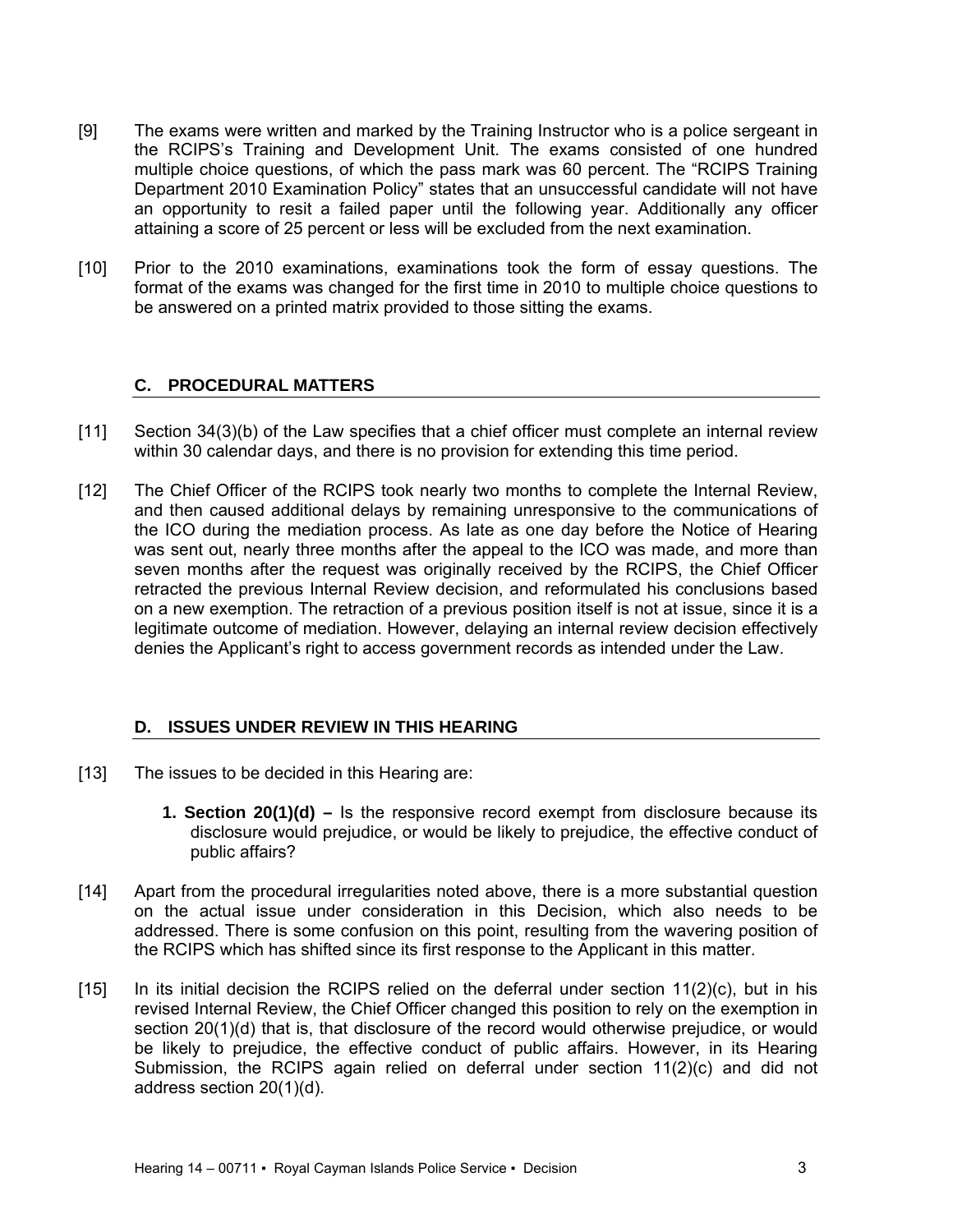[9] The exams were written and marked by the Training Instructor who is a police sergeant in the RCIPS's Training and Development Unit. The exams consisted of one hundred multiple choice questions, of which the pass mark was 60 percent. The "RCIPS Training Department 2010 Examination Policy" states that an unsuccessful candidate will not have an opportunity to resit a failed paper until the following year. Additionally any officer attaining a score of 25 percent or less will be excluded from the next examination.

[10] Prior to the 2010 examinations, examinations took the form of essay questions. The format of the exams was changed for the first time in 2010 to multiple choice questions to be answered on a printed matrix provided to those sitting the exams.

## C. PROCEDURAL MATTERS

[11] Section 34(3)(b) of the Law specifies that a chief officer must complete an internal review within 30 calendar days, and there is no provision for extending this time period.

[12] The Chief Officer of the RCIPS took nearly two months to complete the Internal Review, and then caused additional delays by remaining unresponsive to the communications of the ICO during the mediation process. As late as one day before the Notice of Hearing was sent out, nearly three months after the appeal to the ICO was made, and more than seven months after the request was originally received by the RCIPS, the Chief Officer retracted the previous Internal Review decision, and reformulated his conclusions based on a new exemption. The retraction of a previous position itself is not at issue, since it is a legitimate outcome of mediation. However, delaying an internal review decision effectively denies the Applicant's right to access government records as intended under the Law.

## D. ISSUES UNDER REVIEW IN THIS HEARING

[13] The issues to be decided in this Hearing are:

1. **Section 20(1)(d) –** Is the responsive record exempt from disclosure because its disclosure would prejudice, or would be likely to prejudice, the effective conduct of public affairs?

[14] Apart from the procedural irregularities noted above, there is a more substantial question on the actual issue under consideration in this Decision, which also needs to be addressed. There is some confusion on this point, resulting from the wavering position of the RCIPS which has shifted since its first response to the Applicant in this matter.

[15] In its initial decision the RCIPS relied on the deferral under section 11(2)(c), but in his revised Internal Review, the Chief Officer changed this position to rely on the exemption in section 20(1)(d) that is, that disclosure of the record would otherwise prejudice, or would be likely to prejudice, the effective conduct of public affairs. However, in its Hearing Submission, the RCIPS again relied on deferral under section 11(2)(c) and did not address section 20(1)(d).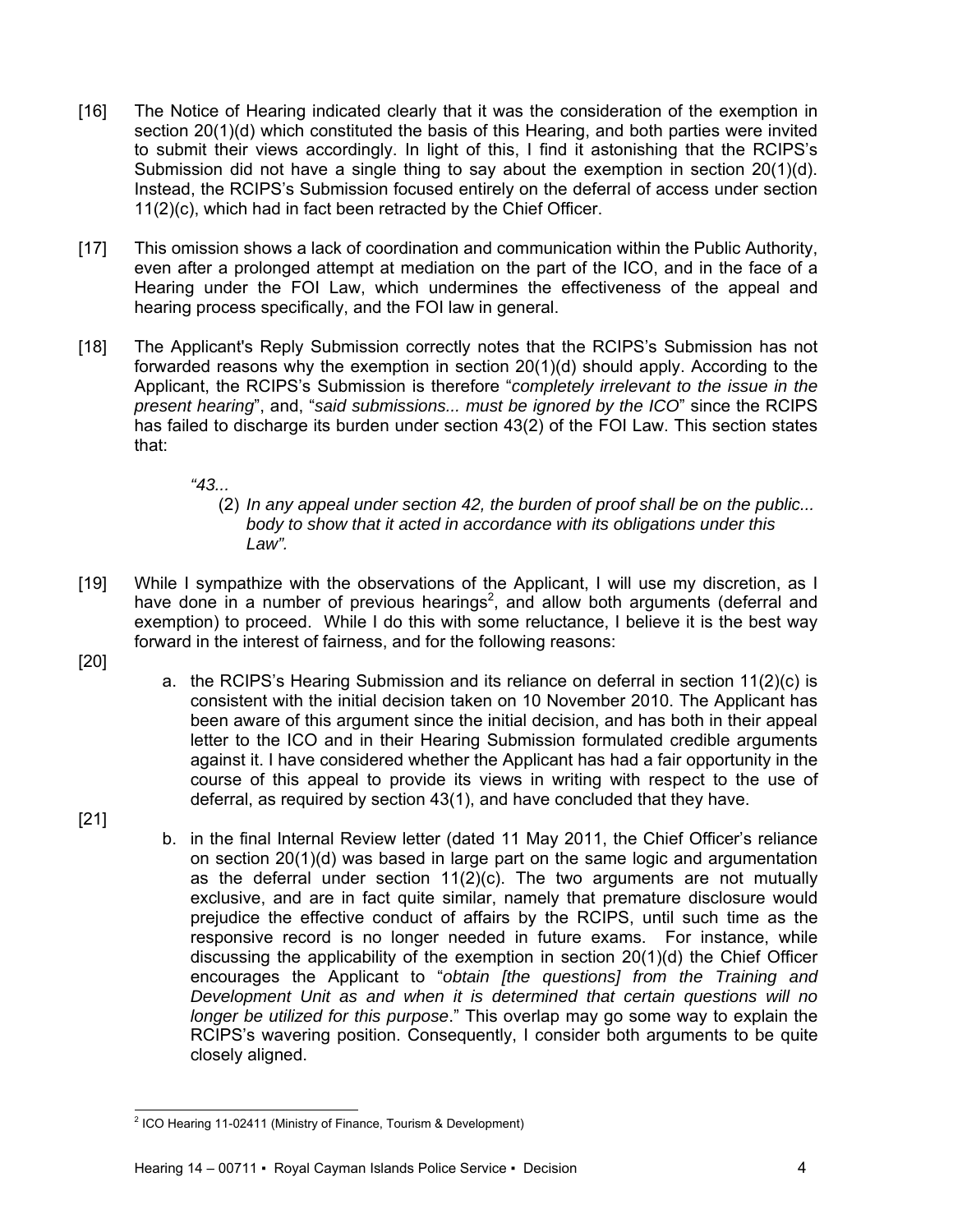[16] The Notice of Hearing indicated clearly that it was the consideration of the exemption in section 20(1)(d) which constituted the basis of this Hearing, and both parties were invited to submit their views accordingly. In light of this, I find it astonishing that the RCIPS's Submission did not have a single thing to say about the exemption in section 20(1)(d). Instead, the RCIPS's Submission focused entirely on the deferral of access under section 11(2)(c), which had in fact been retracted by the Chief Officer.

[17] This omission shows a lack of coordination and communication within the Public Authority, even after a prolonged attempt at mediation on the part of the ICO, and in the face of a Hearing under the FOI Law, which undermines the effectiveness of the appeal and hearing process specifically, and the FOI law in general.

[18] The Applicant's Reply Submission correctly notes that the RCIPS's Submission has not forwarded reasons why the exemption in section 20(1)(d) should apply. According to the Applicant, the RCIPS's Submission is therefore "*completely irrelevant to the issue in the present hearing*", and, "*said submissions... must be ignored by the ICO*" since the RCIPS has failed to discharge its burden under section 43(2) of the FOI Law. This section states that:

> *"43...*
>
> *(2) In any appeal under section 42, the burden of proof shall be on the public... body to show that it acted in accordance with its obligations under this Law".*

[19] While I sympathize with the observations of the Applicant, I will use my discretion, as I have done in a number of previous hearings[2], and allow both arguments (deferral and exemption) to proceed. While I do this with some reluctance, I believe it is the best way forward in the interest of fairness, and for the following reasons:

[20]

a. the RCIPS's Hearing Submission and its reliance on deferral in section 11(2)(c) is consistent with the initial decision taken on 10 November 2010. The Applicant has been aware of this argument since the initial decision, and has both in their appeal letter to the ICO and in their Hearing Submission formulated credible arguments against it. I have considered whether the Applicant has had a fair opportunity in the course of this appeal to provide its views in writing with respect to the use of deferral, as required by section 43(1), and have concluded that they have.

[21]

b. in the final Internal Review letter (dated 11 May 2011, the Chief Officer's reliance on section 20(1)(d) was based in large part on the same logic and argumentation as the deferral under section 11(2)(c). The two arguments are not mutually exclusive, and are in fact quite similar, namely that premature disclosure would prejudice the effective conduct of affairs by the RCIPS, until such time as the responsive record is no longer needed in future exams. For instance, while discussing the applicability of the exemption in section 20(1)(d) the Chief Officer encourages the Applicant to "*obtain [the questions] from the Training and Development Unit as and when it is determined that certain questions will no longer be utilized for this purpose*." This overlap may go some way to explain the RCIPS's wavering position. Consequently, I consider both arguments to be quite closely aligned.

---

[2] ICO Hearing 11-02411 (Ministry of Finance, Tourism & Development)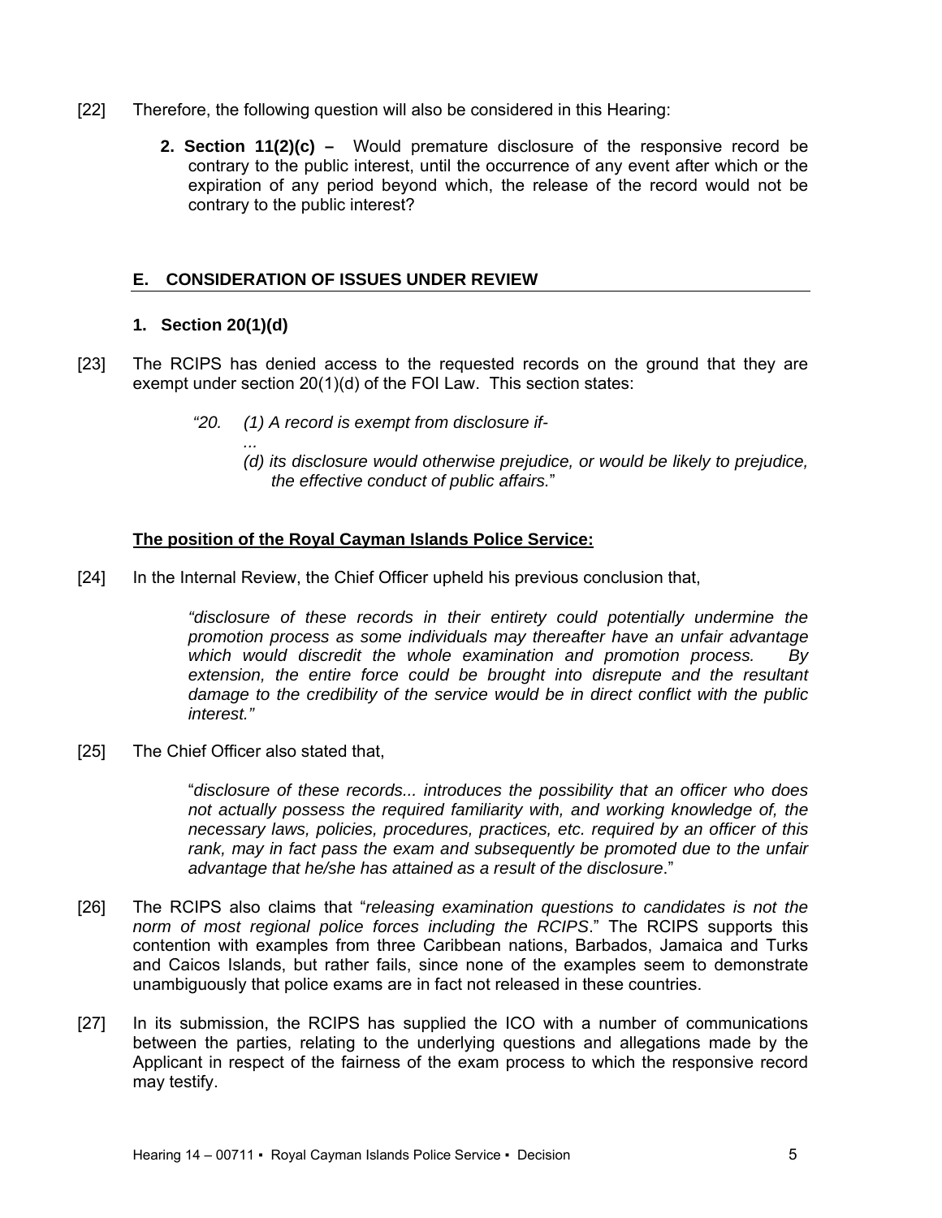[22] Therefore, the following question will also be considered in this Hearing:

> **2. Section 11(2)(c) –** Would premature disclosure of the responsive record be contrary to the public interest, until the occurrence of any event after which or the expiration of any period beyond which, the release of the record would not be contrary to the public interest?

## E. CONSIDERATION OF ISSUES UNDER REVIEW

### 1. Section 20(1)(d)

[23] The RCIPS has denied access to the requested records on the ground that they are exempt under section 20(1)(d) of the FOI Law. This section states:

> *"20. (1) A record is exempt from disclosure if-*
>
> *...*
>
> *(d) its disclosure would otherwise prejudice, or would be likely to prejudice, the effective conduct of public affairs.*"

**The position of the Royal Cayman Islands Police Service:**

[24] In the Internal Review, the Chief Officer upheld his previous conclusion that,

> *"disclosure of these records in their entirety could potentially undermine the promotion process as some individuals may thereafter have an unfair advantage which would discredit the whole examination and promotion process. By extension, the entire force could be brought into disrepute and the resultant damage to the credibility of the service would be in direct conflict with the public interest."*

[25] The Chief Officer also stated that,

> "*disclosure of these records... introduces the possibility that an officer who does not actually possess the required familiarity with, and working knowledge of, the necessary laws, policies, procedures, practices, etc. required by an officer of this rank, may in fact pass the exam and subsequently be promoted due to the unfair advantage that he/she has attained as a result of the disclosure*."

[26] The RCIPS also claims that "*releasing examination questions to candidates is not the norm of most regional police forces including the RCIPS*." The RCIPS supports this contention with examples from three Caribbean nations, Barbados, Jamaica and Turks and Caicos Islands, but rather fails, since none of the examples seem to demonstrate unambiguously that police exams are in fact not released in these countries.

[27] In its submission, the RCIPS has supplied the ICO with a number of communications between the parties, relating to the underlying questions and allegations made by the Applicant in respect of the fairness of the exam process to which the responsive record may testify.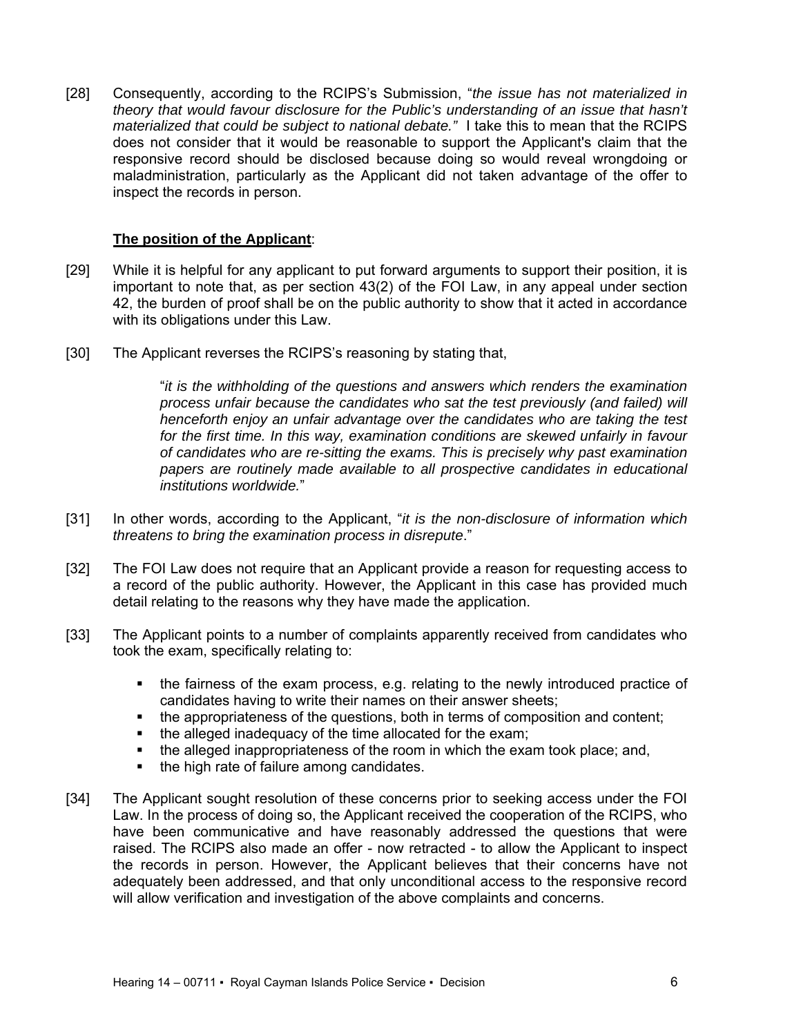[28] Consequently, according to the RCIPS's Submission, "*the issue has not materialized in theory that would favour disclosure for the Public's understanding of an issue that hasn't materialized that could be subject to national debate.*" I take this to mean that the RCIPS does not consider that it would be reasonable to support the Applicant's claim that the responsive record should be disclosed because doing so would reveal wrongdoing or maladministration, particularly as the Applicant did not taken advantage of the offer to inspect the records in person.

**<u>The position of the Applicant</u>**:

[29] While it is helpful for any applicant to put forward arguments to support their position, it is important to note that, as per section 43(2) of the FOI Law, in any appeal under section 42, the burden of proof shall be on the public authority to show that it acted in accordance with its obligations under this Law.

[30] The Applicant reverses the RCIPS's reasoning by stating that,

> "*it is the withholding of the questions and answers which renders the examination process unfair because the candidates who sat the test previously (and failed) will henceforth enjoy an unfair advantage over the candidates who are taking the test for the first time. In this way, examination conditions are skewed unfairly in favour of candidates who are re-sitting the exams. This is precisely why past examination papers are routinely made available to all prospective candidates in educational institutions worldwide.*"

[31] In other words, according to the Applicant, "*it is the non-disclosure of information which threatens to bring the examination process in disrepute*."

[32] The FOI Law does not require that an Applicant provide a reason for requesting access to a record of the public authority. However, the Applicant in this case has provided much detail relating to the reasons why they have made the application.

[33] The Applicant points to a number of complaints apparently received from candidates who took the exam, specifically relating to:

- the fairness of the exam process, e.g. relating to the newly introduced practice of candidates having to write their names on their answer sheets;
- the appropriateness of the questions, both in terms of composition and content;
- the alleged inadequacy of the time allocated for the exam;
- the alleged inappropriateness of the room in which the exam took place; and,
- the high rate of failure among candidates.

[34] The Applicant sought resolution of these concerns prior to seeking access under the FOI Law. In the process of doing so, the Applicant received the cooperation of the RCIPS, who have been communicative and have reasonably addressed the questions that were raised. The RCIPS also made an offer - now retracted - to allow the Applicant to inspect the records in person. However, the Applicant believes that their concerns have not adequately been addressed, and that only unconditional access to the responsive record will allow verification and investigation of the above complaints and concerns.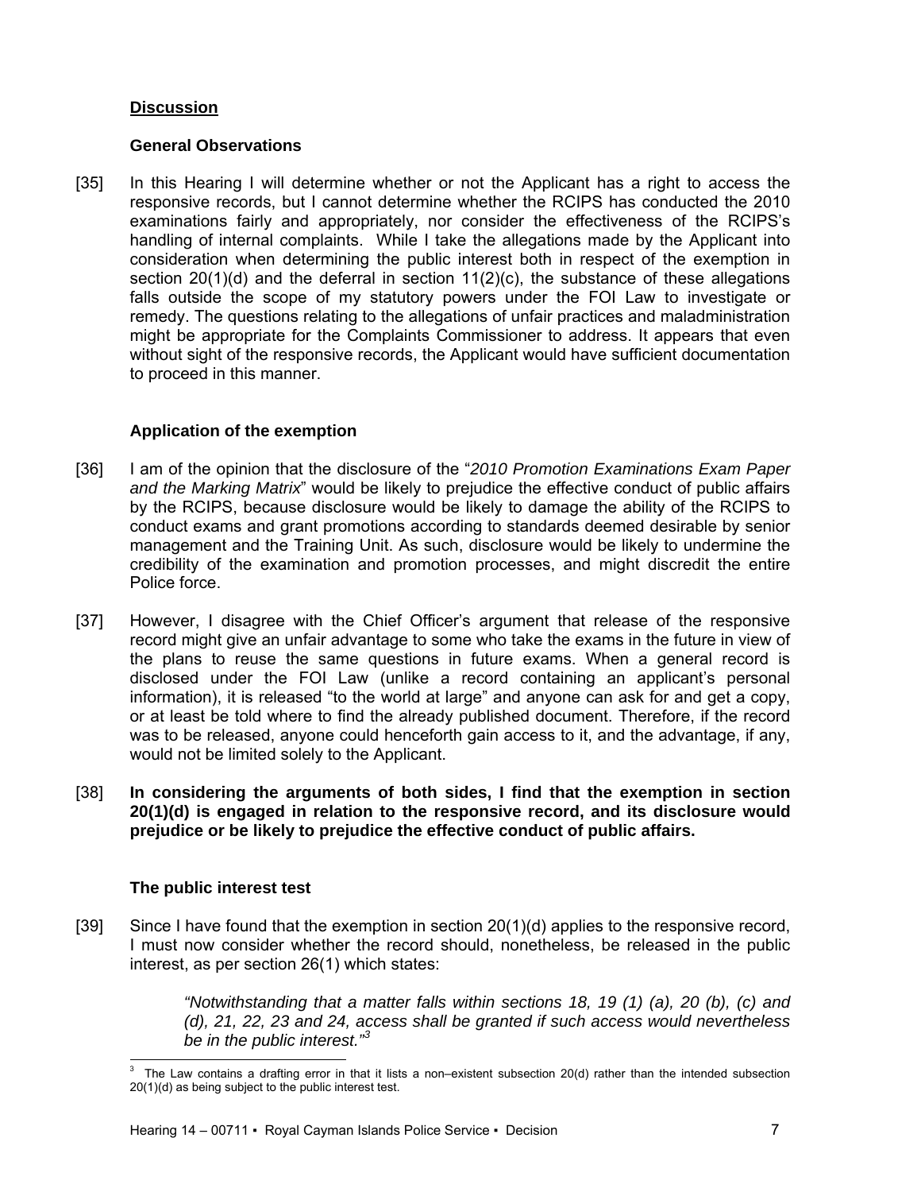## **Discussion**

### General Observations

[35] In this Hearing I will determine whether or not the Applicant has a right to access the responsive records, but I cannot determine whether the RCIPS has conducted the 2010 examinations fairly and appropriately, nor consider the effectiveness of the RCIPS's handling of internal complaints. While I take the allegations made by the Applicant into consideration when determining the public interest both in respect of the exemption in section 20(1)(d) and the deferral in section 11(2)(c), the substance of these allegations falls outside the scope of my statutory powers under the FOI Law to investigate or remedy. The questions relating to the allegations of unfair practices and maladministration might be appropriate for the Complaints Commissioner to address. It appears that even without sight of the responsive records, the Applicant would have sufficient documentation to proceed in this manner.

### Application of the exemption

[36] I am of the opinion that the disclosure of the "*2010 Promotion Examinations Exam Paper and the Marking Matrix*" would be likely to prejudice the effective conduct of public affairs by the RCIPS, because disclosure would be likely to damage the ability of the RCIPS to conduct exams and grant promotions according to standards deemed desirable by senior management and the Training Unit. As such, disclosure would be likely to undermine the credibility of the examination and promotion processes, and might discredit the entire Police force.

[37] However, I disagree with the Chief Officer's argument that release of the responsive record might give an unfair advantage to some who take the exams in the future in view of the plans to reuse the same questions in future exams. When a general record is disclosed under the FOI Law (unlike a record containing an applicant's personal information), it is released "to the world at large" and anyone can ask for and get a copy, or at least be told where to find the already published document. Therefore, if the record was to be released, anyone could henceforth gain access to it, and the advantage, if any, would not be limited solely to the Applicant.

[38] **In considering the arguments of both sides, I find that the exemption in section 20(1)(d) is engaged in relation to the responsive record, and its disclosure would prejudice or be likely to prejudice the effective conduct of public affairs.**

### The public interest test

[39] Since I have found that the exemption in section 20(1)(d) applies to the responsive record, I must now consider whether the record should, nonetheless, be released in the public interest, as per section 26(1) which states:

> *"Notwithstanding that a matter falls within sections 18, 19 (1) (a), 20 (b), (c) and (d), 21, 22, 23 and 24, access shall be granted if such access would nevertheless be in the public interest."*[3]

[3] The Law contains a drafting error in that it lists a non–existent subsection 20(d) rather than the intended subsection 20(1)(d) as being subject to the public interest test.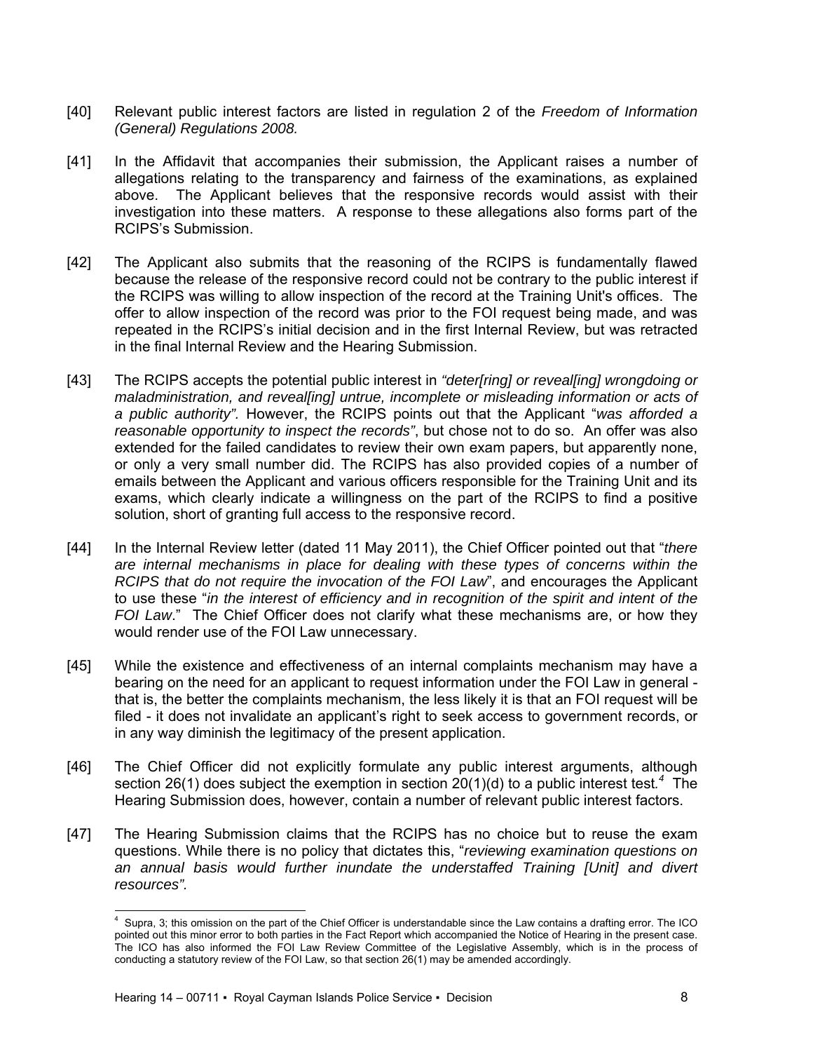[40] Relevant public interest factors are listed in regulation 2 of the *Freedom of Information (General) Regulations 2008.*

[41] In the Affidavit that accompanies their submission, the Applicant raises a number of allegations relating to the transparency and fairness of the examinations, as explained above. The Applicant believes that the responsive records would assist with their investigation into these matters. A response to these allegations also forms part of the RCIPS's Submission.

[42] The Applicant also submits that the reasoning of the RCIPS is fundamentally flawed because the release of the responsive record could not be contrary to the public interest if the RCIPS was willing to allow inspection of the record at the Training Unit's offices. The offer to allow inspection of the record was prior to the FOI request being made, and was repeated in the RCIPS's initial decision and in the first Internal Review, but was retracted in the final Internal Review and the Hearing Submission.

[43] The RCIPS accepts the potential public interest in *"deter[ring] or reveal[ing] wrongdoing or maladministration, and reveal[ing] untrue, incomplete or misleading information or acts of a public authority".* However, the RCIPS points out that the Applicant "*was afforded a reasonable opportunity to inspect the records"*, but chose not to do so. An offer was also extended for the failed candidates to review their own exam papers, but apparently none, or only a very small number did. The RCIPS has also provided copies of a number of emails between the Applicant and various officers responsible for the Training Unit and its exams, which clearly indicate a willingness on the part of the RCIPS to find a positive solution, short of granting full access to the responsive record.

[44] In the Internal Review letter (dated 11 May 2011), the Chief Officer pointed out that "*there are internal mechanisms in place for dealing with these types of concerns within the RCIPS that do not require the invocation of the FOI Law*", and encourages the Applicant to use these "*in the interest of efficiency and in recognition of the spirit and intent of the FOI Law*." The Chief Officer does not clarify what these mechanisms are, or how they would render use of the FOI Law unnecessary.

[45] While the existence and effectiveness of an internal complaints mechanism may have a bearing on the need for an applicant to request information under the FOI Law in general - that is, the better the complaints mechanism, the less likely it is that an FOI request will be filed - it does not invalidate an applicant's right to seek access to government records, or in any way diminish the legitimacy of the present application.

[46] The Chief Officer did not explicitly formulate any public interest arguments, although section 26(1) does subject the exemption in section 20(1)(d) to a public interest test.[4] The Hearing Submission does, however, contain a number of relevant public interest factors.

[47] The Hearing Submission claims that the RCIPS has no choice but to reuse the exam questions. While there is no policy that dictates this, "*reviewing examination questions on an annual basis would further inundate the understaffed Training [Unit] and divert resources".*

---

[4] Supra, 3; this omission on the part of the Chief Officer is understandable since the Law contains a drafting error. The ICO pointed out this minor error to both parties in the Fact Report which accompanied the Notice of Hearing in the present case. The ICO has also informed the FOI Law Review Committee of the Legislative Assembly, which is in the process of conducting a statutory review of the FOI Law, so that section 26(1) may be amended accordingly.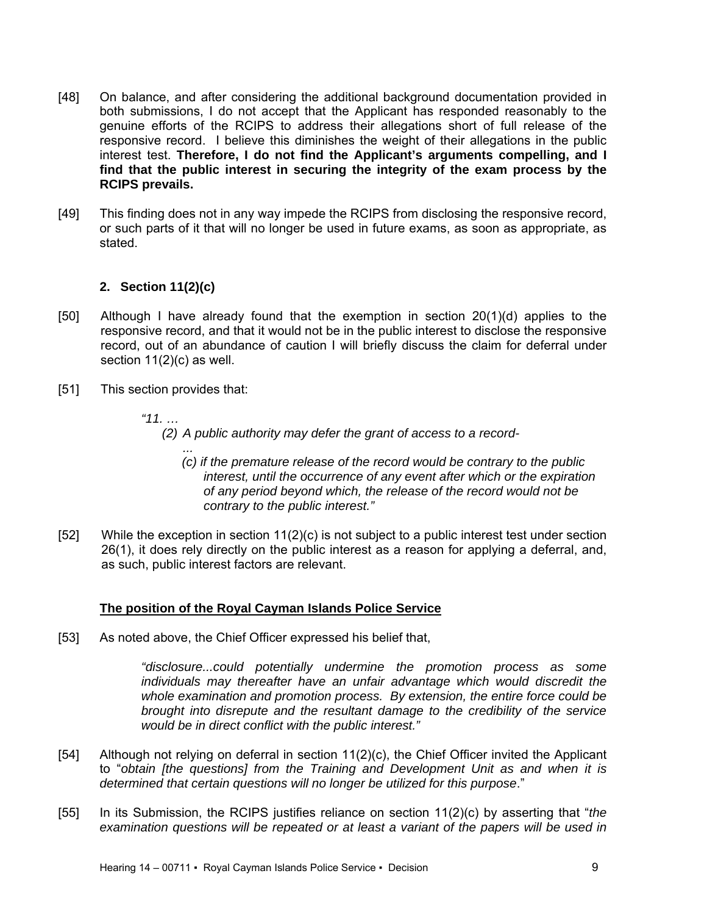[48] On balance, and after considering the additional background documentation provided in both submissions, I do not accept that the Applicant has responded reasonably to the genuine efforts of the RCIPS to address their allegations short of full release of the responsive record. I believe this diminishes the weight of their allegations in the public interest test. **Therefore, I do not find the Applicant's arguments compelling, and I find that the public interest in securing the integrity of the exam process by the RCIPS prevails.**

[49] This finding does not in any way impede the RCIPS from disclosing the responsive record, or such parts of it that will no longer be used in future exams, as soon as appropriate, as stated.

### 2. Section 11(2)(c)

[50] Although I have already found that the exemption in section 20(1)(d) applies to the responsive record, and that it would not be in the public interest to disclose the responsive record, out of an abundance of caution I will briefly discuss the claim for deferral under section 11(2)(c) as well.

[51] This section provides that:

> *"11. …*
>
> *(2) A public authority may defer the grant of access to a record-*
>
> *...*
>
> *(c) if the premature release of the record would be contrary to the public interest, until the occurrence of any event after which or the expiration of any period beyond which, the release of the record would not be contrary to the public interest."*

[52] While the exception in section 11(2)(c) is not subject to a public interest test under section 26(1), it does rely directly on the public interest as a reason for applying a deferral, and, as such, public interest factors are relevant.

#### <u>The position of the Royal Cayman Islands Police Service</u>

[53] As noted above, the Chief Officer expressed his belief that,

> *"disclosure...could potentially undermine the promotion process as some individuals may thereafter have an unfair advantage which would discredit the whole examination and promotion process. By extension, the entire force could be brought into disrepute and the resultant damage to the credibility of the service would be in direct conflict with the public interest."*

[54] Although not relying on deferral in section 11(2)(c), the Chief Officer invited the Applicant to "*obtain [the questions] from the Training and Development Unit as and when it is determined that certain questions will no longer be utilized for this purpose*."

[55] In its Submission, the RCIPS justifies reliance on section 11(2)(c) by asserting that "*the examination questions will be repeated or at least a variant of the papers will be used in*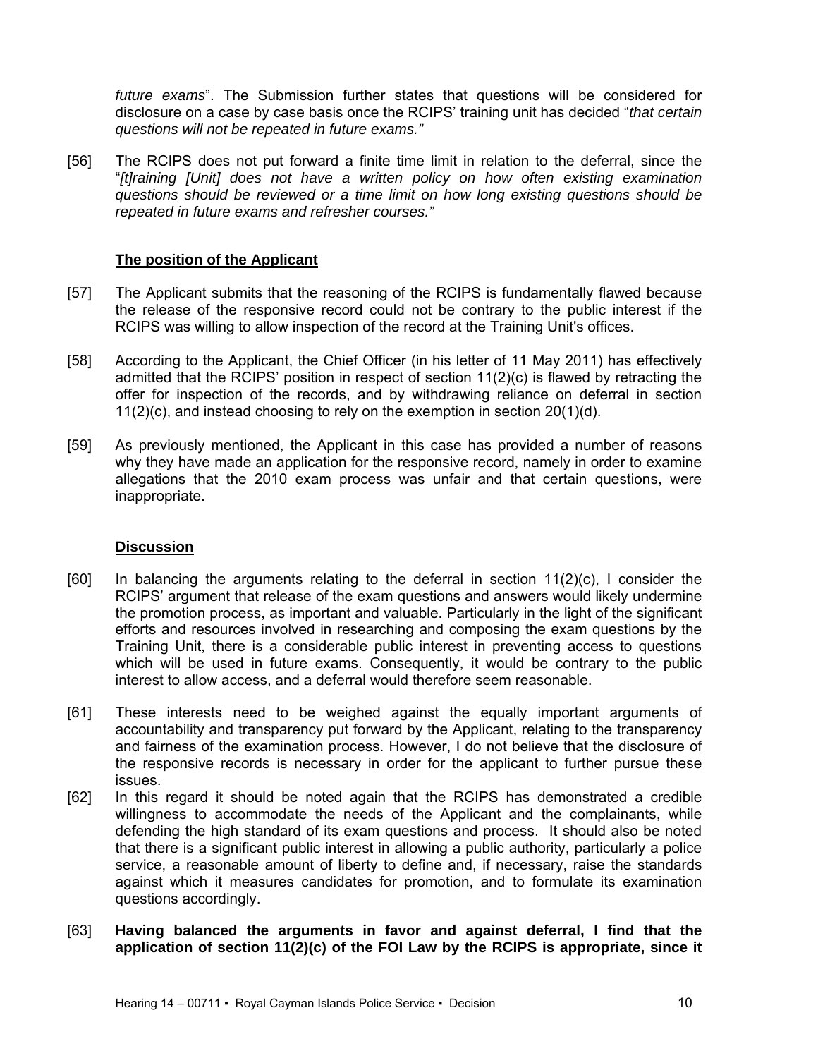*future exams*". The Submission further states that questions will be considered for disclosure on a case by case basis once the RCIPS' training unit has decided "*that certain questions will not be repeated in future exams."*

[56] The RCIPS does not put forward a finite time limit in relation to the deferral, since the "*[t]raining [Unit] does not have a written policy on how often existing examination questions should be reviewed or a time limit on how long existing questions should be repeated in future exams and refresher courses."*

**The position of the Applicant**

[57] The Applicant submits that the reasoning of the RCIPS is fundamentally flawed because the release of the responsive record could not be contrary to the public interest if the RCIPS was willing to allow inspection of the record at the Training Unit's offices.

[58] According to the Applicant, the Chief Officer (in his letter of 11 May 2011) has effectively admitted that the RCIPS' position in respect of section 11(2)(c) is flawed by retracting the offer for inspection of the records, and by withdrawing reliance on deferral in section 11(2)(c), and instead choosing to rely on the exemption in section 20(1)(d).

[59] As previously mentioned, the Applicant in this case has provided a number of reasons why they have made an application for the responsive record, namely in order to examine allegations that the 2010 exam process was unfair and that certain questions, were inappropriate.

**Discussion**

[60] In balancing the arguments relating to the deferral in section 11(2)(c), I consider the RCIPS' argument that release of the exam questions and answers would likely undermine the promotion process, as important and valuable. Particularly in the light of the significant efforts and resources involved in researching and composing the exam questions by the Training Unit, there is a considerable public interest in preventing access to questions which will be used in future exams. Consequently, it would be contrary to the public interest to allow access, and a deferral would therefore seem reasonable.

[61] These interests need to be weighed against the equally important arguments of accountability and transparency put forward by the Applicant, relating to the transparency and fairness of the examination process. However, I do not believe that the disclosure of the responsive records is necessary in order for the applicant to further pursue these issues.

[62] In this regard it should be noted again that the RCIPS has demonstrated a credible willingness to accommodate the needs of the Applicant and the complainants, while defending the high standard of its exam questions and process. It should also be noted that there is a significant public interest in allowing a public authority, particularly a police service, a reasonable amount of liberty to define and, if necessary, raise the standards against which it measures candidates for promotion, and to formulate its examination questions accordingly.

[63] **Having balanced the arguments in favor and against deferral, I find that the application of section 11(2)(c) of the FOI Law by the RCIPS is appropriate, since it**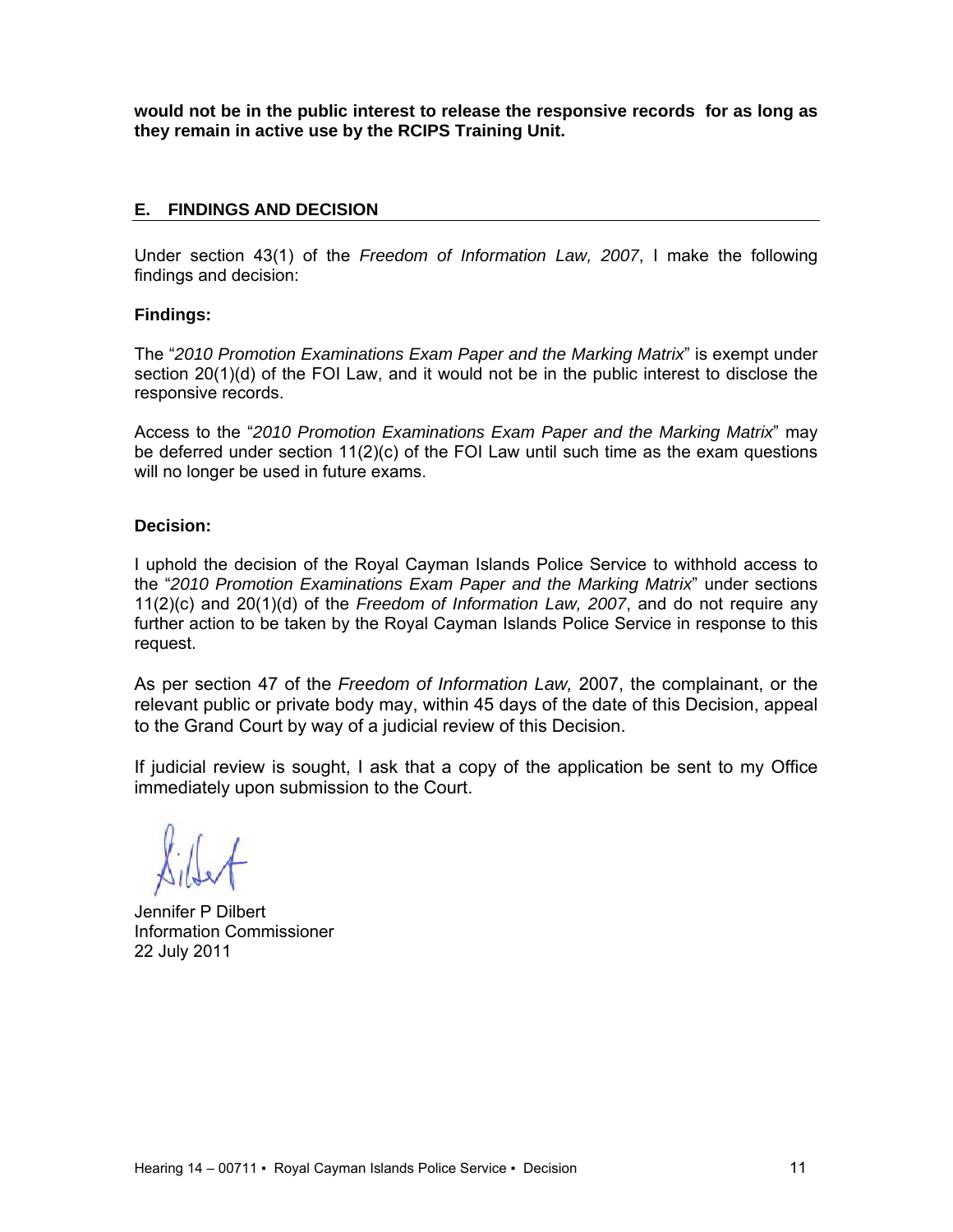**would not be in the public interest to release the responsive records for as long as they remain in active use by the RCIPS Training Unit.**

## E. FINDINGS AND DECISION

Under section 43(1) of the *Freedom of Information Law, 2007*, I make the following findings and decision:

**Findings:**

The "*2010 Promotion Examinations Exam Paper and the Marking Matrix*" is exempt under section 20(1)(d) of the FOI Law, and it would not be in the public interest to disclose the responsive records.

Access to the "*2010 Promotion Examinations Exam Paper and the Marking Matrix*" may be deferred under section 11(2)(c) of the FOI Law until such time as the exam questions will no longer be used in future exams.

**Decision:**

I uphold the decision of the Royal Cayman Islands Police Service to withhold access to the "*2010 Promotion Examinations Exam Paper and the Marking Matrix*" under sections 11(2)(c) and 20(1)(d) of the *Freedom of Information Law, 2007*, and do not require any further action to be taken by the Royal Cayman Islands Police Service in response to this request.

As per section 47 of the *Freedom of Information Law,* 2007, the complainant, or the relevant public or private body may, within 45 days of the date of this Decision, appeal to the Grand Court by way of a judicial review of this Decision.

If judicial review is sought, I ask that a copy of the application be sent to my Office immediately upon submission to the Court.

Jennifer P Dilbert
Information Commissioner
22 July 2011